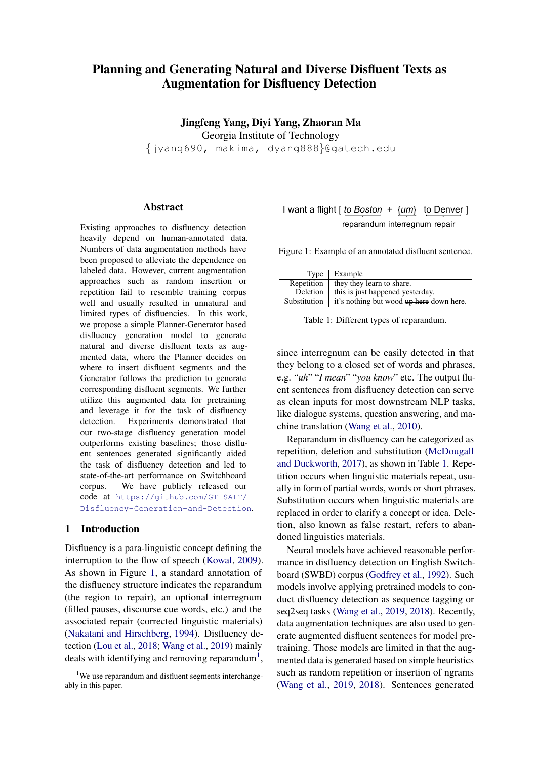# Planning and Generating Natural and Diverse Disfluent Texts as Augmentation for Disfluency Detection

**Jingfeng Yang, Diyi Yang, Zhaoran Ma**
Georgia Institute of Technology
{jyang690, makima, dyang888}@gatech.edu

## Abstract

Existing approaches to disfluency detection heavily depend on human-annotated data. Numbers of data augmentation methods have been proposed to alleviate the dependence on labeled data. However, current augmentation approaches such as random insertion or repetition fail to resemble training corpus well and usually resulted in unnatural and limited types of disfluencies. In this work, we propose a simple Planner-Generator based disfluency generation model to generate natural and diverse disfluent texts as augmented data, where the Planner decides on where to insert disfluent segments and the Generator follows the prediction to generate corresponding disfluent segments. We further utilize this augmented data for pretraining and leverage it for the task of disfluency detection. Experiments demonstrated that our two-stage disfluency generation model outperforms existing baselines; those disfluent sentences generated significantly aided the task of disfluency detection and led to state-of-the-art performance on Switchboard corpus. We have publicly released our code at https://github.com/GT-SALT/Disfluency-Generation-and-Detection.

## 1 Introduction

Disfluency is a para-linguistic concept defining the interruption to the flow of speech (Kowal, 2009). As shown in Figure 1, a standard annotation of the disfluency structure indicates the reparandum (the region to repair), an optional interregnum (filled pauses, discourse cue words, etc.) and the associated repair (corrected linguistic materials) (Nakatani and Hirschberg, 1994). Disfluency detection (Lou et al., 2018; Wang et al., 2019) mainly deals with identifying and removing reparandum[1], since interregnum can be easily detected in that they belong to a closed set of words and phrases, e.g. "*uh*" "*I mean*" "*you know*" etc. The output fluent sentences from disfluency detection can serve as clean inputs for most downstream NLP tasks, like dialogue systems, question answering, and machine translation (Wang et al., 2010).

I want a flight [ *to Boston* + *{um}* to Denver ]
reparandum interregnum repair

Figure 1: Example of an annotated disfluent sentence.

| Type | Example |
|---|---|
| Repetition | ~~they~~ they learn to share. |
| Deletion | this ~~is~~ just happened yesterday. |
| Substitution | it's nothing but wood ~~up here~~ down here. |

Table 1: Different types of reparandum.

Reparandum in disfluency can be categorized as repetition, deletion and substitution (McDougall and Duckworth, 2017), as shown in Table 1. Repetition occurs when linguistic materials repeat, usually in form of partial words, words or short phrases. Substitution occurs when linguistic materials are replaced in order to clarify a concept or idea. Deletion, also known as false restart, refers to abandoned linguistics materials.

Neural models have achieved reasonable performance in disfluency detection on English Switchboard (SWBD) corpus (Godfrey et al., 1992). Such models involve applying pretrained models to conduct disfluency detection as sequence tagging or seq2seq tasks (Wang et al., 2019, 2018). Recently, data augmentation techniques are also used to generate augmented disfluent sentences for model pretraining. Those models are limited in that the augmented data is generated based on simple heuristics such as random repetition or insertion of ngrams (Wang et al., 2019, 2018). Sentences generated

[1] We use reparandum and disfluent segments interchangeably in this paper.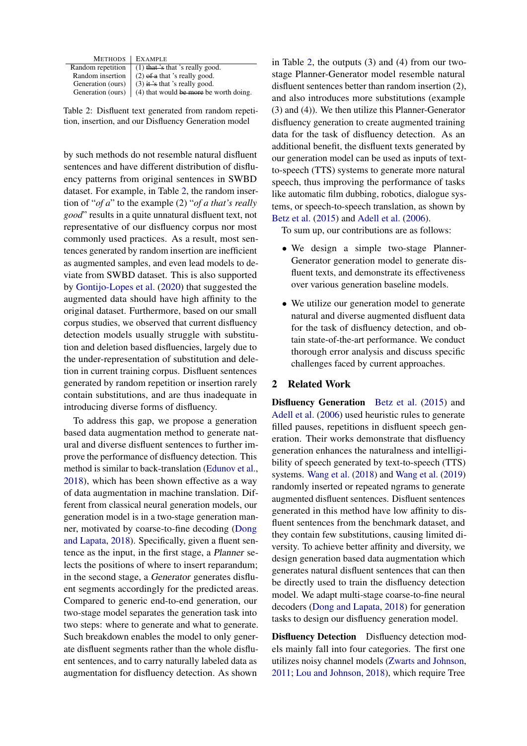| Methods | Example |
|---|---|
| Random repetition | (1) ~~that 's~~ that 's really good. |
| Random insertion | (2) ~~of a~~ that 's really good. |
| Generation (ours) | (3) ~~it 's~~ that 's really good. |
| Generation (ours) | (4) that would ~~be more~~ be worth doing. |

Table 2: Disfluent text generated from random repetition, insertion, and our Disfluency Generation model

by such methods do not resemble natural disfluent sentences and have different distribution of disfluency patterns from original sentences in SWBD dataset. For example, in Table 2, the random insertion of "*of a*" to the example (2) "*of a that's really good*" results in a quite unnatural disfluent text, not representative of our disfluency corpus nor most commonly used practices. As a result, most sentences generated by random insertion are inefficient as augmented samples, and even lead models to deviate from SWBD dataset. This is also supported by Gontijo-Lopes et al. (2020) that suggested the augmented data should have high affinity to the original dataset. Furthermore, based on our small corpus studies, we observed that current disfluency detection models usually struggle with substitution and deletion based disfluencies, largely due to the under-representation of substitution and deletion in current training corpus. Disfluent sentences generated by random repetition or insertion rarely contain substitutions, and are thus inadequate in introducing diverse forms of disfluency.

To address this gap, we propose a generation based data augmentation method to generate natural and diverse disfluent sentences to further improve the performance of disfluency detection. This method is similar to back-translation (Edunov et al., 2018), which has been shown effective as a way of data augmentation in machine translation. Different from classical neural generation models, our generation model is in a two-stage generation manner, motivated by coarse-to-fine decoding (Dong and Lapata, 2018). Specifically, given a fluent sentence as the input, in the first stage, a *Planner* selects the positions of where to insert reparandum; in the second stage, a *Generator* generates disfluent segments accordingly for the predicted areas. Compared to generic end-to-end generation, our two-stage model separates the generation task into two steps: where to generate and what to generate. Such breakdown enables the model to only generate disfluent segments rather than the whole disfluent sentences, and to carry naturally labeled data as augmentation for disfluency detection. As shown in Table 2, the outputs (3) and (4) from our two-stage Planner-Generator model resemble natural disfluent sentences better than random insertion (2), and also introduces more substitutions (example (3) and (4)). We then utilize this Planner-Generator disfluency generation to create augmented training data for the task of disfluency detection. As an additional benefit, the disfluent texts generated by our generation model can be used as inputs of text-to-speech (TTS) systems to generate more natural speech, thus improving the performance of tasks like automatic film dubbing, robotics, dialogue systems, or speech-to-speech translation, as shown by Betz et al. (2015) and Adell et al. (2006).

To sum up, our contributions are as follows:

- We design a simple two-stage Planner-Generator generation model to generate disfluent texts, and demonstrate its effectiveness over various generation baseline models.
- We utilize our generation model to generate natural and diverse augmented disfluent data for the task of disfluency detection, and obtain state-of-the-art performance. We conduct thorough error analysis and discuss specific challenges faced by current approaches.

## 2 Related Work

**Disfluency Generation** Betz et al. (2015) and Adell et al. (2006) used heuristic rules to generate filled pauses, repetitions in disfluent speech generation. Their works demonstrate that disfluency generation enhances the naturalness and intelligibility of speech generated by text-to-speech (TTS) systems. Wang et al. (2018) and Wang et al. (2019) randomly inserted or repeated ngrams to generate augmented disfluent sentences. Disfluent sentences generated in this method have low affinity to disfluent sentences from the benchmark dataset, and they contain few substitutions, causing limited diversity. To achieve better affinity and diversity, we design generation based data augmentation which generates natural disfluent sentences that can then be directly used to train the disfluency detection model. We adapt multi-stage coarse-to-fine neural decoders (Dong and Lapata, 2018) for generation tasks to design our disfluency generation model.

**Disfluency Detection** Disfluency detection models mainly fall into four categories. The first one utilizes noisy channel models (Zwarts and Johnson, 2011; Lou and Johnson, 2018), which require Tree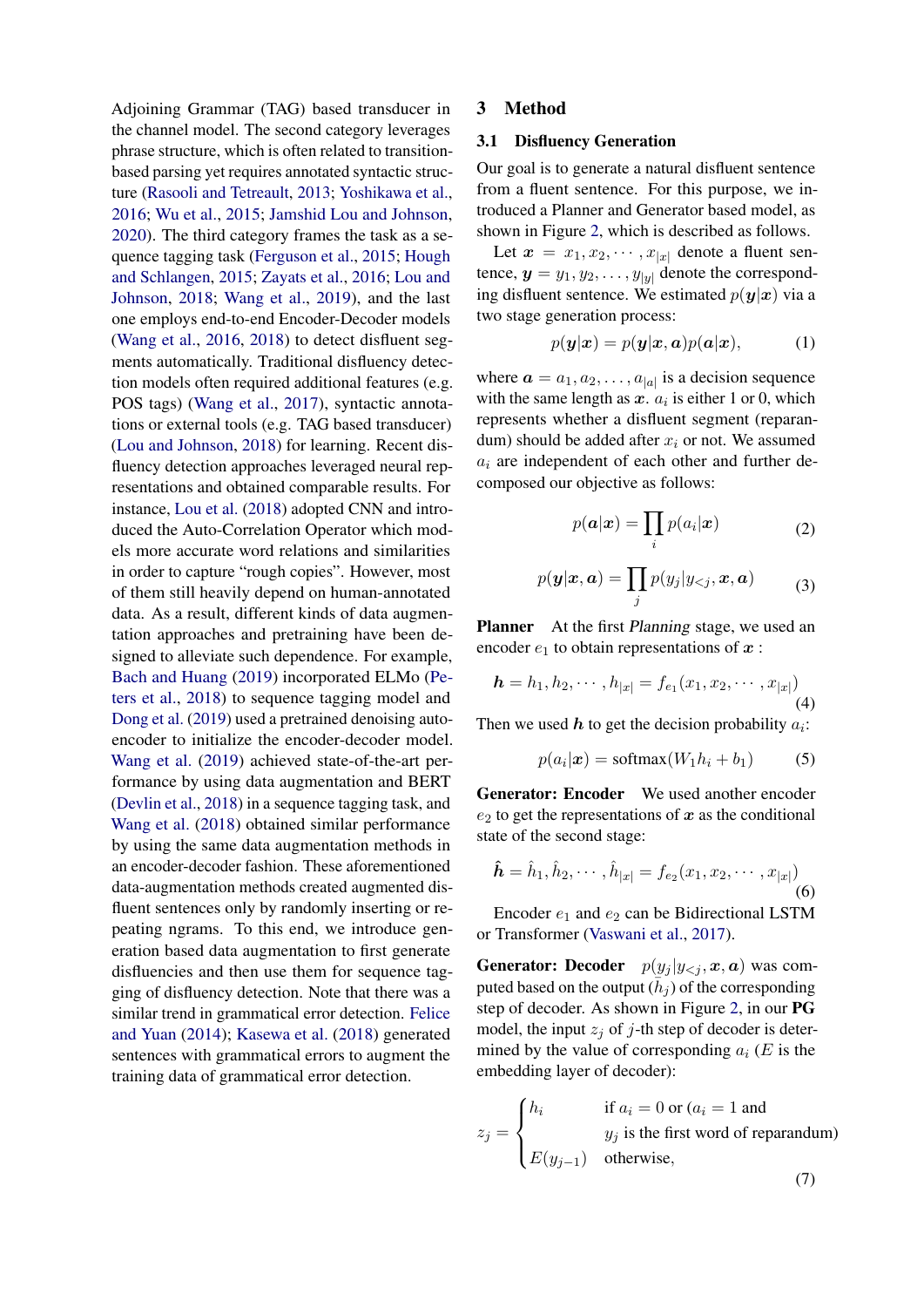Adjoining Grammar (TAG) based transducer in the channel model. The second category leverages phrase structure, which is often related to transition-based parsing yet requires annotated syntactic structure (Rasooli and Tetreault, 2013; Yoshikawa et al., 2016; Wu et al., 2015; Jamshid Lou and Johnson, 2020). The third category frames the task as a sequence tagging task (Ferguson et al., 2015; Hough and Schlangen, 2015; Zayats et al., 2016; Lou and Johnson, 2018; Wang et al., 2019), and the last one employs end-to-end Encoder-Decoder models (Wang et al., 2016, 2018) to detect disfluent segments automatically. Traditional disfluency detection models often required additional features (e.g. POS tags) (Wang et al., 2017), syntactic annotations or external tools (e.g. TAG based transducer) (Lou and Johnson, 2018) for learning. Recent disfluency detection approaches leveraged neural representations and obtained comparable results. For instance, Lou et al. (2018) adopted CNN and introduced the Auto-Correlation Operator which models more accurate word relations and similarities in order to capture "rough copies". However, most of them still heavily depend on human-annotated data. As a result, different kinds of data augmentation approaches and pretraining have been designed to alleviate such dependence. For example, Bach and Huang (2019) incorporated ELMo (Peters et al., 2018) to sequence tagging model and Dong et al. (2019) used a pretrained denoising autoencoder to initialize the encoder-decoder model. Wang et al. (2019) achieved state-of-the-art performance by using data augmentation and BERT (Devlin et al., 2018) in a sequence tagging task, and Wang et al. (2018) obtained similar performance by using the same data augmentation methods in an encoder-decoder fashion. These aforementioned data-augmentation methods created augmented disfluent sentences only by randomly inserting or repeating ngrams. To this end, we introduce generation based data augmentation to first generate disfluencies and then use them for sequence tagging of disfluency detection. Note that there was a similar trend in grammatical error detection. Felice and Yuan (2014); Kasewa et al. (2018) generated sentences with grammatical errors to augment the training data of grammatical error detection.

## 3 Method

### 3.1 Disfluency Generation

Our goal is to generate a natural disfluent sentence from a fluent sentence. For this purpose, we introduced a Planner and Generator based model, as shown in Figure 2, which is described as follows.

Let $\boldsymbol{x} = x_1, x_2, \cdots, x_{|x|}$ denote a fluent sentence, $\boldsymbol{y} = y_1, y_2, \ldots, y_{|y|}$ denote the corresponding disfluent sentence. We estimated $p(\boldsymbol{y}|\boldsymbol{x})$ via a two stage generation process:

$$p(\boldsymbol{y}|\boldsymbol{x}) = p(\boldsymbol{y}|\boldsymbol{x}, \boldsymbol{a})p(\boldsymbol{a}|\boldsymbol{x}), \tag{1}$$

where $\boldsymbol{a} = a_1, a_2, \ldots, a_{|a|}$ is a decision sequence with the same length as $\boldsymbol{x}$. $a_i$ is either 1 or 0, which represents whether a disfluent segment (reparandum) should be added after $x_i$ or not. We assumed $a_i$ are independent of each other and further decomposed our objective as follows:

$$p(\boldsymbol{a}|\boldsymbol{x}) = \prod_i p(a_i|\boldsymbol{x}) \tag{2}$$

$$p(\boldsymbol{y}|\boldsymbol{x}, \boldsymbol{a}) = \prod_j p(y_j|y_{<j}, \boldsymbol{x}, \boldsymbol{a}) \tag{3}$$

**Planner** At the first *Planning* stage, we used an encoder $e_1$ to obtain representations of $\boldsymbol{x}$ :

$$\boldsymbol{h} = h_1, h_2, \cdots, h_{|x|} = f_{e_1}(x_1, x_2, \cdots, x_{|x|}) \tag{4}$$

Then we used $\boldsymbol{h}$ to get the decision probability $a_i$:

$$p(a_i|\boldsymbol{x}) = \text{softmax}(W_1 h_i + b_1) \tag{5}$$

**Generator: Encoder** We used another encoder $e_2$ to get the representations of $\boldsymbol{x}$ as the conditional state of the second stage:

$$\hat{\boldsymbol{h}} = \hat{h}_1, \hat{h}_2, \cdots, \hat{h}_{|x|} = f_{e_2}(x_1, x_2, \cdots, x_{|x|}) \tag{6}$$

Encoder $e_1$ and $e_2$ can be Bidirectional LSTM or Transformer (Vaswani et al., 2017).

**Generator: Decoder** $p(y_j|y_{<j}, \boldsymbol{x}, \boldsymbol{a})$ was computed based on the output $(h_j)$ of the corresponding step of decoder. As shown in Figure 2, in our **PG** model, the input $z_j$ of $j$-th step of decoder is determined by the value of corresponding $a_i$ ($E$ is the embedding layer of decoder):

$$z_j = \begin{cases} h_i & \text{if } a_i = 0 \text{ or } (a_i = 1 \text{ and} \\ & y_j \text{ is the first word of reparandum)} \\ E(y_{j-1}) & \text{otherwise,} \end{cases} \tag{7}$$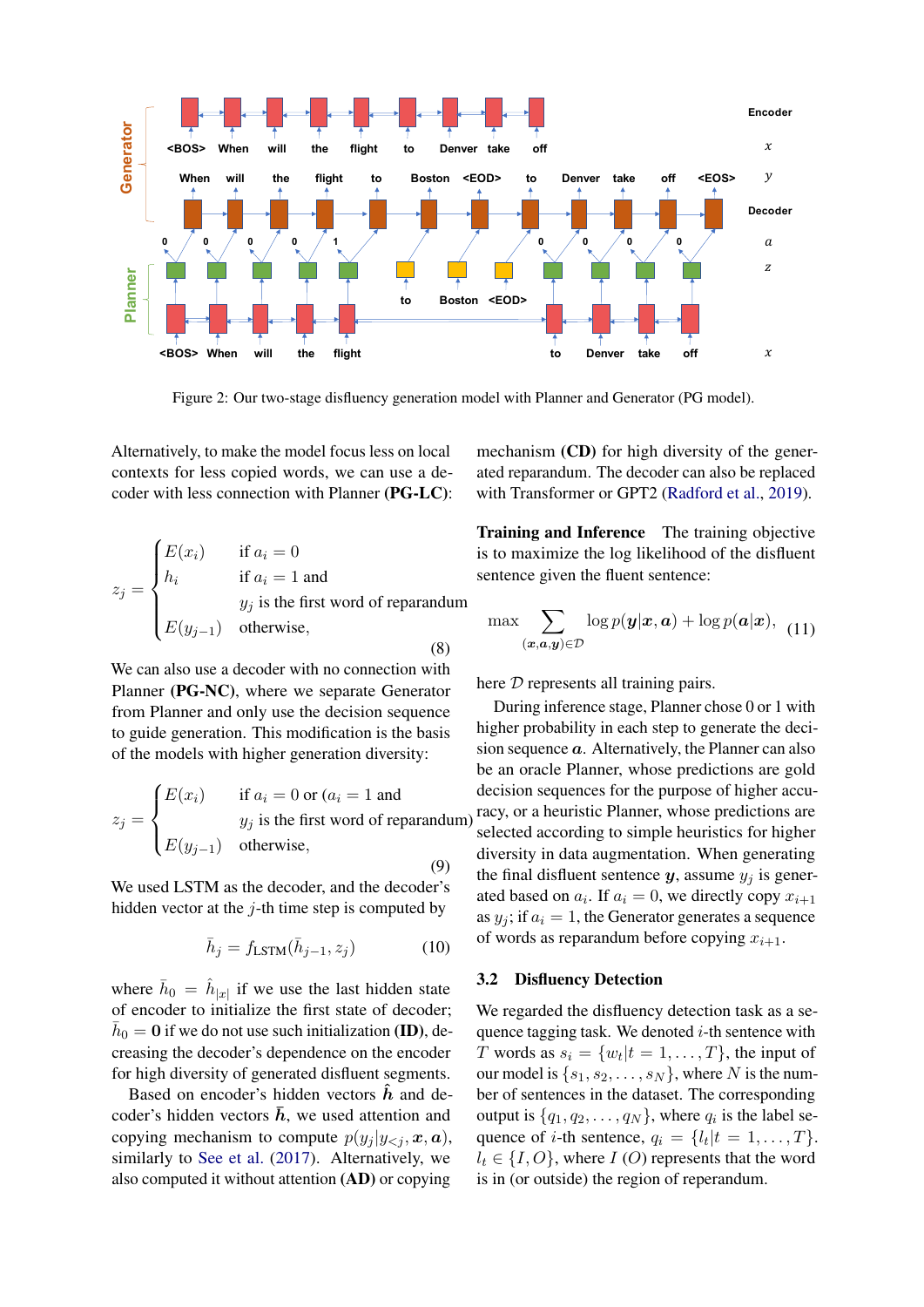Figure 2: Our two-stage disfluency generation model with Planner and Generator (PG model).

Alternatively, to make the model focus less on local contexts for less copied words, we can use a decoder with less connection with Planner **(PG-LC)**:

$$z_j = \begin{cases} E(x_i) & \text{if } a_i = 0 \\ h_i & \text{if } a_i = 1 \text{ and} \\ & y_j \text{ is the first word of reparandum} \\ E(y_{j-1}) & \text{otherwise,} \end{cases} \tag{8}$$

We can also use a decoder with no connection with Planner **(PG-NC)**, where we separate Generator from Planner and only use the decision sequence to guide generation. This modification is the basis of the models with higher generation diversity:

$$z_j = \begin{cases} E(x_i) & \text{if } a_i = 0 \text{ or } (a_i = 1 \text{ and} \\ & y_j \text{ is the first word of reparandum}) \\ E(y_{j-1}) & \text{otherwise,} \end{cases} \tag{9}$$

We used LSTM as the decoder, and the decoder's hidden vector at the $j$-th time step is computed by

$$\bar{h}_j = f_{\text{LSTM}}(\bar{h}_{j-1}, z_j) \tag{10}$$

where $\bar{h}_0 = \hat{h}_{|x|}$ if we use the last hidden state of encoder to initialize the first state of decoder; $\bar{h}_0 = \mathbf{0}$ if we do not use such initialization **(ID)**, decreasing the decoder's dependence on the encoder for high diversity of generated disfluent segments.

Based on encoder's hidden vectors $\hat{\boldsymbol{h}}$ and decoder's hidden vectors $\bar{\boldsymbol{h}}$, we used attention and copying mechanism to compute $p(y_j|y_{<j}, \boldsymbol{x}, \boldsymbol{a})$, similarly to See et al. (2017). Alternatively, we also computed it without attention **(AD)** or copying mechanism **(CD)** for high diversity of the generated reparandum. The decoder can also be replaced with Transformer or GPT2 (Radford et al., 2019).

**Training and Inference** The training objective is to maximize the log likelihood of the disfluent sentence given the fluent sentence:

$$\max \sum_{(\boldsymbol{x},\boldsymbol{a},\boldsymbol{y})\in\mathcal{D}} \log p(\boldsymbol{y}|\boldsymbol{x}, \boldsymbol{a}) + \log p(\boldsymbol{a}|\boldsymbol{x}), \tag{11}$$

here $\mathcal{D}$ represents all training pairs.

During inference stage, Planner chose 0 or 1 with higher probability in each step to generate the decision sequence $\boldsymbol{a}$. Alternatively, the Planner can also be an oracle Planner, whose predictions are gold decision sequences for the purpose of higher accuracy, or a heuristic Planner, whose predictions are selected according to simple heuristics for higher diversity in data augmentation. When generating the final disfluent sentence $\boldsymbol{y}$, assume $y_j$ is generated based on $a_i$. If $a_i = 0$, we directly copy $x_{i+1}$ as $y_j$; if $a_i = 1$, the Generator generates a sequence of words as reparandum before copying $x_{i+1}$.

### 3.2 Disfluency Detection

We regarded the disfluency detection task as a sequence tagging task. We denoted $i$-th sentence with $T$ words as $s_i = \{w_t|t = 1, \ldots, T\}$, the input of our model is $\{s_1, s_2, \ldots, s_N\}$, where $N$ is the number of sentences in the dataset. The corresponding output is $\{q_1, q_2, \ldots, q_N\}$, where $q_i$ is the label sequence of $i$-th sentence, $q_i = \{l_t|t = 1, \ldots, T\}$. $l_t \in \{I, O\}$, where $I$ ($O$) represents that the word is in (or outside) the region of reparandum.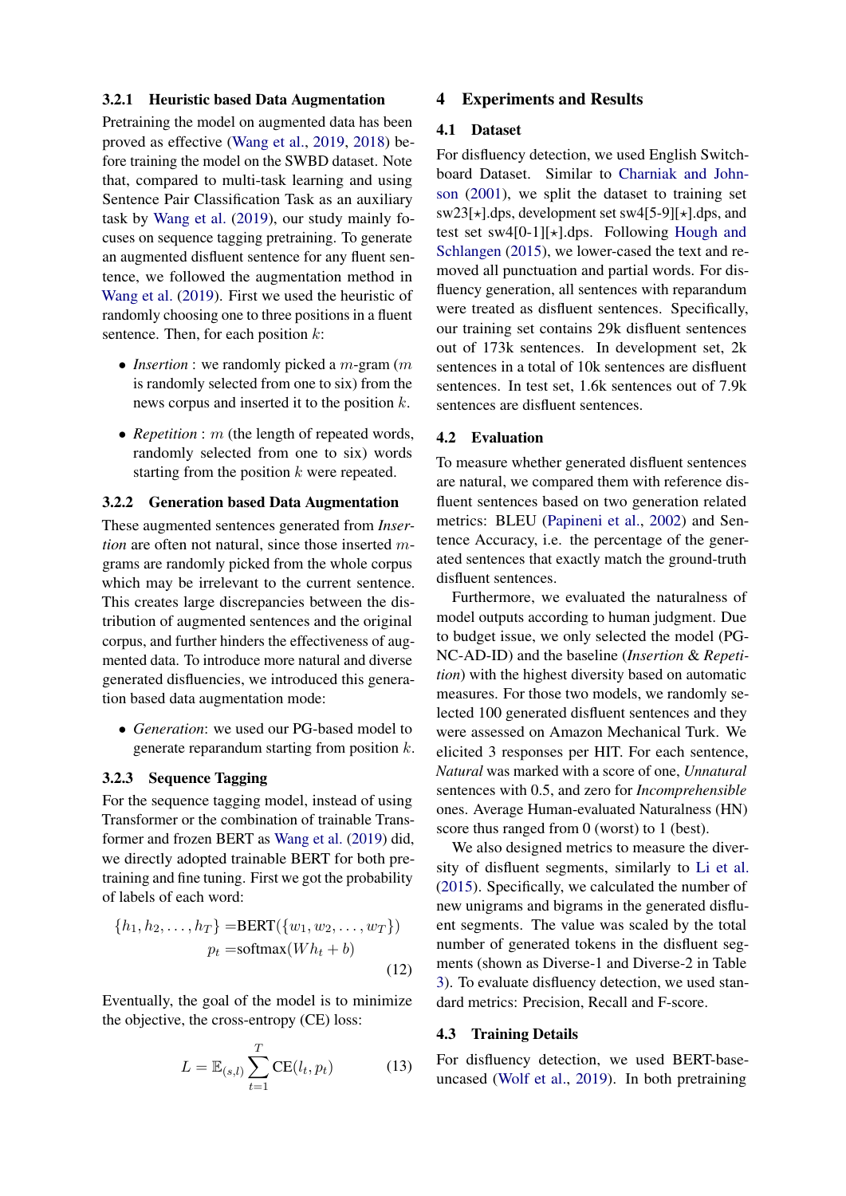#### 3.2.1 Heuristic based Data Augmentation

Pretraining the model on augmented data has been proved as effective (Wang et al., 2019, 2018) before training the model on the SWBD dataset. Note that, compared to multi-task learning and using Sentence Pair Classification Task as an auxiliary task by Wang et al. (2019), our study mainly focuses on sequence tagging pretraining. To generate an augmented disfluent sentence for any fluent sentence, we followed the augmentation method in Wang et al. (2019). First we used the heuristic of randomly choosing one to three positions in a fluent sentence. Then, for each position $k$:

- *Insertion* : we randomly picked a $m$-gram ($m$ is randomly selected from one to six) from the news corpus and inserted it to the position $k$.
- *Repetition* : $m$ (the length of repeated words, randomly selected from one to six) words starting from the position $k$ were repeated.

#### 3.2.2 Generation based Data Augmentation

These augmented sentences generated from *Insertion* are often not natural, since those inserted $m$-grams are randomly picked from the whole corpus which may be irrelevant to the current sentence. This creates large discrepancies between the distribution of augmented sentences and the original corpus, and further hinders the effectiveness of augmented data. To introduce more natural and diverse generated disfluencies, we introduced this generation based data augmentation mode:

- *Generation*: we used our PG-based model to generate reparandum starting from position $k$.

#### 3.2.3 Sequence Tagging

For the sequence tagging model, instead of using Transformer or the combination of trainable Transformer and frozen BERT as Wang et al. (2019) did, we directly adopted trainable BERT for both pretraining and fine tuning. First we got the probability of labels of each word:

$$\begin{aligned}\{h_1, h_2, \ldots, h_T\} &= \text{BERT}(\{w_1, w_2, \ldots, w_T\}) \\ p_t &= \text{softmax}(Wh_t + b)\end{aligned} \tag{12}$$

Eventually, the goal of the model is to minimize the objective, the cross-entropy (CE) loss:

$$L = \mathbb{E}_{(s,l)} \sum_{t=1}^{T} \text{CE}(l_t, p_t) \tag{13}$$

## 4 Experiments and Results

### 4.1 Dataset

For disfluency detection, we used English Switchboard Dataset. Similar to Charniak and Johnson (2001), we split the dataset to training set sw23[$\star$].dps, development set sw4[5-9][$\star$].dps, and test set sw4[0-1][$\star$].dps. Following Hough and Schlangen (2015), we lower-cased the text and removed all punctuation and partial words. For disfluency generation, all sentences with reparandum were treated as disfluent sentences. Specifically, our training set contains 29k disfluent sentences out of 173k sentences. In development set, 2k sentences in a total of 10k sentences are disfluent sentences. In test set, 1.6k sentences out of 7.9k sentences are disfluent sentences.

### 4.2 Evaluation

To measure whether generated disfluent sentences are natural, we compared them with reference disfluent sentences based on two generation related metrics: BLEU (Papineni et al., 2002) and Sentence Accuracy, i.e. the percentage of the generated sentences that exactly match the ground-truth disfluent sentences.

Furthermore, we evaluated the naturalness of model outputs according to human judgment. Due to budget issue, we only selected the model (PG-NC-AD-ID) and the baseline (*Insertion* & *Repetition*) with the highest diversity based on automatic measures. For those two models, we randomly selected 100 generated disfluent sentences and they were assessed on Amazon Mechanical Turk. We elicited 3 responses per HIT. For each sentence, *Natural* was marked with a score of one, *Unnatural* sentences with 0.5, and zero for *Incomprehensible* ones. Average Human-evaluated Naturalness (HN) score thus ranged from 0 (worst) to 1 (best).

We also designed metrics to measure the diversity of disfluent segments, similarly to Li et al. (2015). Specifically, we calculated the number of new unigrams and bigrams in the generated disfluent segments. The value was scaled by the total number of generated tokens in the disfluent segments (shown as Diverse-1 and Diverse-2 in Table 3). To evaluate disfluency detection, we used standard metrics: Precision, Recall and F-score.

### 4.3 Training Details

For disfluency detection, we used BERT-base-uncased (Wolf et al., 2019). In both pretraining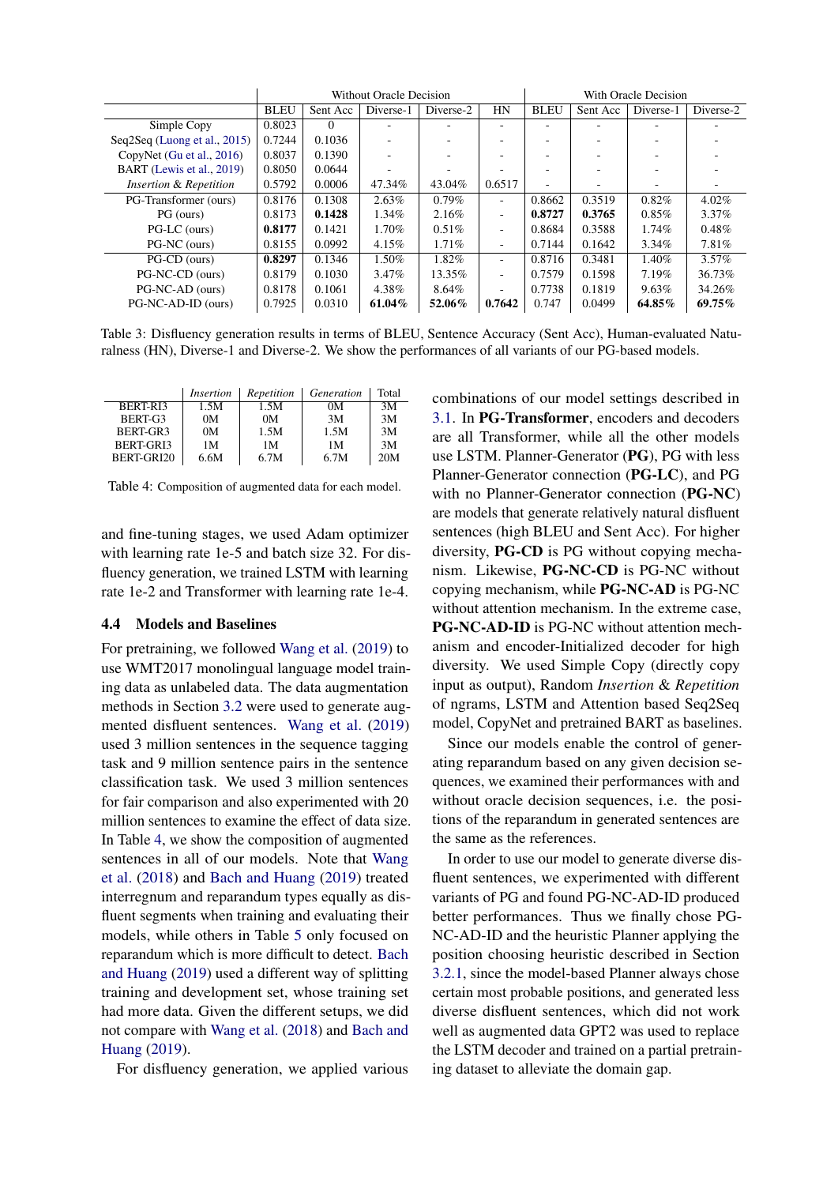|  | Without Oracle Decision |  |  |  |  | With Oracle Decision |  |  |  |
|---|---|---|---|---|---|---|---|---|---|
|  | BLEU | Sent Acc | Diverse-1 | Diverse-2 | HN | BLEU | Sent Acc | Diverse-1 | Diverse-2 |
| Simple Copy | 0.8023 | 0 | - | - | - | - | - | - | - |
| Seq2Seq (Luong et al., 2015) | 0.7244 | 0.1036 | - | - | - | - | - | - | - |
| CopyNet (Gu et al., 2016) | 0.8037 | 0.1390 | - | - | - | - | - | - | - |
| BART (Lewis et al., 2019) | 0.8050 | 0.0644 | - | - | - | - | - | - | - |
| *Insertion & Repetition* | 0.5792 | 0.0006 | 47.34% | 43.04% | 0.6517 | - | - | - | - |
| PG-Transformer (ours) | 0.8176 | 0.1308 | 2.63% | 0.79% | - | 0.8662 | 0.3519 | 0.82% | 4.02% |
| PG (ours) | 0.8173 | **0.1428** | 1.34% | 2.16% | - | **0.8727** | **0.3765** | 0.85% | 3.37% |
| PG-LC (ours) | **0.8177** | 0.1421 | 1.70% | 0.51% | - | 0.8684 | 0.3588 | 1.74% | 0.48% |
| PG-NC (ours) | 0.8155 | 0.0992 | 4.15% | 1.71% | - | 0.7144 | 0.1642 | 3.34% | 7.81% |
| PG-CD (ours) | **0.8297** | 0.1346 | 1.50% | 1.82% | - | 0.8716 | 0.3481 | 1.40% | 3.57% |
| PG-NC-CD (ours) | 0.8179 | 0.1030 | 3.47% | 13.35% | - | 0.7579 | 0.1598 | 7.19% | 36.73% |
| PG-NC-AD (ours) | 0.8178 | 0.1061 | 4.38% | 8.64% | - | 0.7738 | 0.1819 | 9.63% | 34.26% |
| PG-NC-AD-ID (ours) | 0.7925 | 0.0310 | **61.04%** | **52.06%** | **0.7642** | 0.747 | 0.0499 | **64.85%** | **69.75%** |

Table 3: Disfluency generation results in terms of BLEU, Sentence Accuracy (Sent Acc), Human-evaluated Naturalness (HN), Diverse-1 and Diverse-2. We show the performances of all variants of our PG-based models.

|  | *Insertion* | *Repetition* | *Generation* | Total |
|---|---|---|---|---|
| BERT-RI3 | 1.5M | 1.5M | 0M | 3M |
| BERT-G3 | 0M | 0M | 3M | 3M |
| BERT-GR3 | 0M | 1.5M | 1.5M | 3M |
| BERT-GRI3 | 1M | 1M | 1M | 3M |
| BERT-GRI20 | 6.6M | 6.7M | 6.7M | 20M |

Table 4: Composition of augmented data for each model.

and fine-tuning stages, we used Adam optimizer with learning rate 1e-5 and batch size 32. For disfluency generation, we trained LSTM with learning rate 1e-2 and Transformer with learning rate 1e-4.

### 4.4 Models and Baselines

For pretraining, we followed Wang et al. (2019) to use WMT2017 monolingual language model training data as unlabeled data. The data augmentation methods in Section 3.2 were used to generate augmented disfluent sentences. Wang et al. (2019) used 3 million sentences in the sequence tagging task and 9 million sentence pairs in the sentence classification task. We used 3 million sentences for fair comparison and also experimented with 20 million sentences to examine the effect of data size. In Table 4, we show the composition of augmented sentences in all of our models. Note that Wang et al. (2018) and Bach and Huang (2019) treated interregnum and reparandum types equally as disfluent segments when training and evaluating their models, while others in Table 5 only focused on reparandum which is more difficult to detect. Bach and Huang (2019) used a different way of splitting training and development set, whose training set had more data. Given the different setups, we did not compare with Wang et al. (2018) and Bach and Huang (2019).

For disfluency generation, we applied various combinations of our model settings described in 3.1. In **PG-Transformer**, encoders and decoders are all Transformer, while all the other models use LSTM. Planner-Generator (**PG**), PG with less Planner-Generator connection (**PG-LC**), and PG with no Planner-Generator connection (**PG-NC**) are models that generate relatively natural disfluent sentences (high BLEU and Sent Acc). For higher diversity, **PG-CD** is PG without copying mechanism. Likewise, **PG-NC-CD** is PG-NC without copying mechanism, while **PG-NC-AD** is PG-NC without attention mechanism. In the extreme case, **PG-NC-AD-ID** is PG-NC without attention mechanism and encoder-Initialized decoder for high diversity. We used Simple Copy (directly copy input as output), Random *Insertion* & *Repetition* of ngrams, LSTM and Attention based Seq2Seq model, CopyNet and pretrained BART as baselines.

Since our models enable the control of generating reparandum based on any given decision sequences, we examined their performances with and without oracle decision sequences, i.e. the positions of the reparandum in generated sentences are the same as the references.

In order to use our model to generate diverse disfluent sentences, we experimented with different variants of PG and found PG-NC-AD-ID produced better performances. Thus we finally chose PG-NC-AD-ID and the heuristic Planner applying the position choosing heuristic described in Section 3.2.1, since the model-based Planner always chose certain most probable positions, and generated less diverse disfluent sentences, which did not work well as augmented data GPT2 was used to replace the LSTM decoder and trained on a partial pretraining dataset to alleviate the domain gap.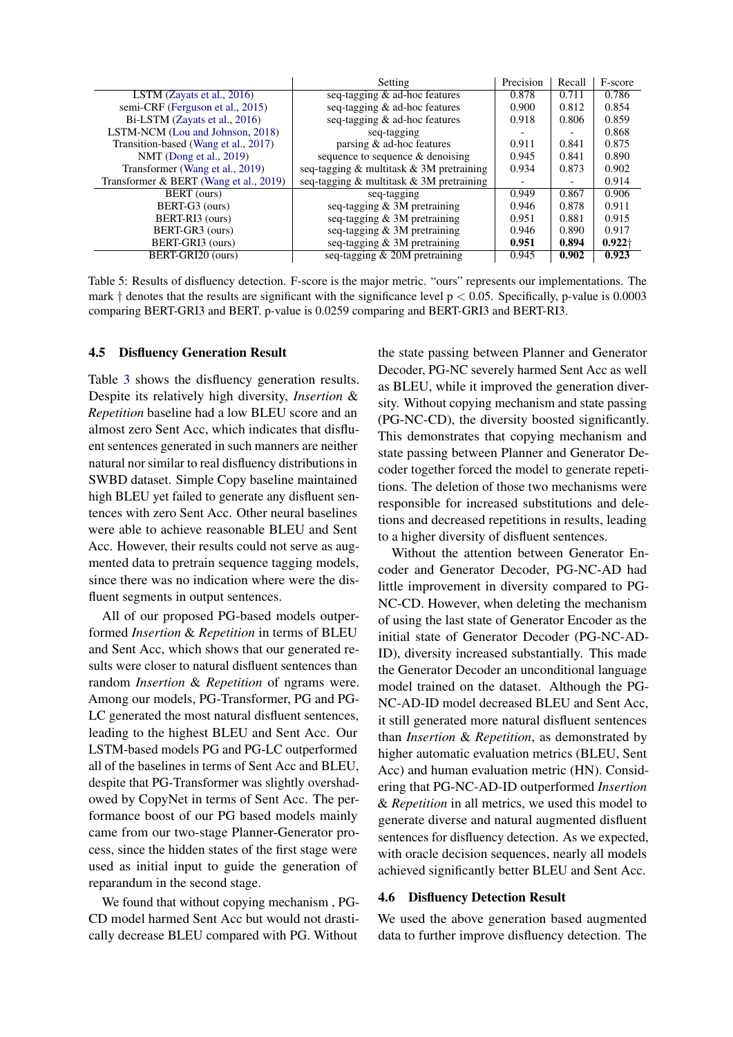| | Setting | Precision | Recall | F-score |
|---|---|---|---|---|
| LSTM (Zayats et al., 2016) | seq-tagging & ad-hoc features | 0.878 | 0.711 | 0.786 |
| semi-CRF (Ferguson et al., 2015) | seq-tagging & ad-hoc features | 0.900 | 0.812 | 0.854 |
| Bi-LSTM (Zayats et al., 2016) | seq-tagging & ad-hoc features | 0.918 | 0.806 | 0.859 |
| LSTM-NCM (Lou and Johnson, 2018) | seq-tagging | - | - | 0.868 |
| Transition-based (Wang et al., 2017) | parsing & ad-hoc features | 0.911 | 0.841 | 0.875 |
| NMT (Dong et al., 2019) | sequence to sequence & denoising | 0.945 | 0.841 | 0.890 |
| Transformer (Wang et al., 2019) | seq-tagging & multitask & 3M pretraining | 0.934 | 0.873 | 0.902 |
| Transformer & BERT (Wang et al., 2019) | seq-tagging & multitask & 3M pretraining | - | - | 0.914 |
| BERT (ours) | seq-tagging | 0.949 | 0.867 | 0.906 |
| BERT-G3 (ours) | seq-tagging & 3M pretraining | 0.946 | 0.878 | 0.911 |
| BERT-RI3 (ours) | seq-tagging & 3M pretraining | 0.951 | 0.881 | 0.915 |
| BERT-GR3 (ours) | seq-tagging & 3M pretraining | 0.946 | 0.890 | 0.917 |
| BERT-GRI3 (ours) | seq-tagging & 3M pretraining | **0.951** | **0.894** | **0.922**† |
| BERT-GRI20 (ours) | seq-tagging & 20M pretraining | 0.945 | **0.902** | **0.923** |

Table 5: Results of disfluency detection. F-score is the major metric. "ours" represents our implementations. The mark † denotes that the results are significant with the significance level $p < 0.05$. Specifically, p-value is 0.0003 comparing BERT-GRI3 and BERT. p-value is 0.0259 comparing and BERT-GRI3 and BERT-RI3.

### 4.5 Disfluency Generation Result

Table 3 shows the disfluency generation results. Despite its relatively high diversity, *Insertion* & *Repetition* baseline had a low BLEU score and an almost zero Sent Acc, which indicates that disfluent sentences generated in such manners are neither natural nor similar to real disfluency distributions in SWBD dataset. Simple Copy baseline maintained high BLEU yet failed to generate any disfluent sentences with zero Sent Acc. Other neural baselines were able to achieve reasonable BLEU and Sent Acc. However, their results could not serve as augmented data to pretrain sequence tagging models, since there was no indication where were the disfluent segments in output sentences.

All of our proposed PG-based models outperformed *Insertion* & *Repetition* in terms of BLEU and Sent Acc, which shows that our generated results were closer to natural disfluent sentences than random *Insertion* & *Repetition* of ngrams were. Among our models, PG-Transformer, PG and PG-LC generated the most natural disfluent sentences, leading to the highest BLEU and Sent Acc. Our LSTM-based models PG and PG-LC outperformed all of the baselines in terms of Sent Acc and BLEU, despite that PG-Transformer was slightly overshadowed by CopyNet in terms of Sent Acc. The performance boost of our PG based models mainly came from our two-stage Planner-Generator process, since the hidden states of the first stage were used as initial input to guide the generation of reparandum in the second stage.

We found that without copying mechanism , PG-CD model harmed Sent Acc but would not drastically decrease BLEU compared with PG. Without the state passing between Planner and Generator Decoder, PG-NC severely harmed Sent Acc as well as BLEU, while it improved the generation diversity. Without copying mechanism and state passing (PG-NC-CD), the diversity boosted significantly. This demonstrates that copying mechanism and state passing between Planner and Generator Decoder together forced the model to generate repetitions. The deletion of those two mechanisms were responsible for increased substitutions and deletions and decreased repetitions in results, leading to a higher diversity of disfluent sentences.

Without the attention between Generator Encoder and Generator Decoder, PG-NC-AD had little improvement in diversity compared to PG-NC-CD. However, when deleting the mechanism of using the last state of Generator Encoder as the initial state of Generator Decoder (PG-NC-AD-ID), diversity increased substantially. This made the Generator Decoder an unconditional language model trained on the dataset. Although the PG-NC-AD-ID model decreased BLEU and Sent Acc, it still generated more natural disfluent sentences than *Insertion* & *Repetition*, as demonstrated by higher automatic evaluation metrics (BLEU, Sent Acc) and human evaluation metric (HN). Considering that PG-NC-AD-ID outperformed *Insertion* & *Repetition* in all metrics, we used this model to generate diverse and natural augmented disfluent sentences for disfluency detection. As we expected, with oracle decision sequences, nearly all models achieved significantly better BLEU and Sent Acc.

### 4.6 Disfluency Detection Result

We used the above generation based augmented data to further improve disfluency detection. The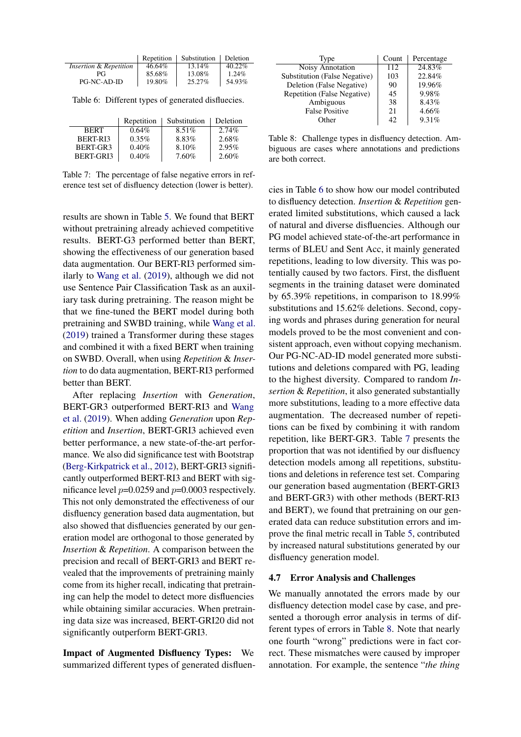|  | Repetition | Substitution | Deletion |
|---|---|---|---|
| *Insertion* & *Repetition* | 46.64% | 13.14% | 40.22% |
| PG | 85.68% | 13.08% | 1.24% |
| PG-NC-AD-ID | 19.80% | 25.27% | 54.93% |

Table 6: Different types of generated disfluecies.

|  | Repetition | Substitution | Deletion |
|---|---|---|---|
| BERT | 0.64% | 8.51% | 2.74% |
| BERT-RI3 | 0.35% | 8.83% | 2.68% |
| BERT-GR3 | 0.40% | 8.10% | 2.95% |
| BERT-GRI3 | 0.40% | 7.60% | 2.60% |

Table 7: The percentage of false negative errors in reference test set of disfluency detection (lower is better).

results are shown in Table 5. We found that BERT without pretraining already achieved competitive results. BERT-G3 performed better than BERT, showing the effectiveness of our generation based data augmentation. Our BERT-RI3 performed similarly to Wang et al. (2019), although we did not use Sentence Pair Classification Task as an auxiliary task during pretraining. The reason might be that we fine-tuned the BERT model during both pretraining and SWBD training, while Wang et al. (2019) trained a Transformer during these stages and combined it with a fixed BERT when training on SWBD. Overall, when using *Repetition* & *Insertion* to do data augmentation, BERT-RI3 performed better than BERT.

After replacing *Insertion* with *Generation*, BERT-GR3 outperformed BERT-RI3 and Wang et al. (2019). When adding *Generation* upon *Repetition* and *Insertion*, BERT-GRI3 achieved even better performance, a new state-of-the-art performance. We also did significance test with Bootstrap (Berg-Kirkpatrick et al., 2012), BERT-GRI3 significantly outperformed BERT-RI3 and BERT with significance level $p$=0.0259 and $p$=0.0003 respectively. This not only demonstrated the effectiveness of our disfluency generation based data augmentation, but also showed that disfluencies generated by our generation model are orthogonal to those generated by *Insertion* & *Repetition*. A comparison between the precision and recall of BERT-GRI3 and BERT revealed that the improvements of pretraining mainly come from its higher recall, indicating that pretraining can help the model to detect more disfluencies while obtaining similar accuracies. When pretraining data size was increased, BERT-GRI20 did not significantly outperform BERT-GRI3.

**Impact of Augmented Disfluency Types:** We summarized different types of generated disfluencies in Table 6 to show how our model contributed to disfluency detection. *Insertion* & *Repetition* generated limited substitutions, which caused a lack of natural and diverse disfluencies. Although our PG model achieved state-of-the-art performance in terms of BLEU and Sent Acc, it mainly generated repetitions, leading to low diversity. This was potentially caused by two factors. First, the disfluent segments in the training dataset were dominated by 65.39% repetitions, in comparison to 18.99% substitutions and 15.62% deletions. Second, copying words and phrases during generation for neural models proved to be the most convenient and consistent approach, even without copying mechanism. Our PG-NC-AD-ID model generated more substitutions and deletions compared with PG, leading to the highest diversity. Compared to random *Insertion* & *Repetition*, it also generated substantially more substitutions, leading to a more effective data augmentation. The decreased number of repetitions can be fixed by combining it with random repetition, like BERT-GR3. Table 7 presents the proportion that was not identified by our disfluency detection models among all repetitions, substitutions and deletions in reference test set. Comparing our generation based augmentation (BERT-GRI3 and BERT-GR3) with other methods (BERT-RI3 and BERT), we found that pretraining on our generated data can reduce substitution errors and improve the final metric recall in Table 5, contributed by increased natural substitutions generated by our disfluency generation model.

| Type | Count | Percentage |
|---|---|---|
| Noisy Annotation | 112 | 24.83% |
| Substitution (False Negative) | 103 | 22.84% |
| Deletion (False Negative) | 90 | 19.96% |
| Repetition (False Negative) | 45 | 9.98% |
| Ambiguous | 38 | 8.43% |
| False Positive | 21 | 4.66% |
| Other | 42 | 9.31% |

Table 8: Challenge types in disfluency detection. Ambiguous are cases where annotations and predictions are both correct.

### 4.7 Error Analysis and Challenges

We manually annotated the errors made by our disfluency detection model case by case, and presented a thorough error analysis in terms of different types of errors in Table 8. Note that nearly one fourth "wrong" predictions were in fact correct. These mismatches were caused by improper annotation. For example, the sentence "*the thing*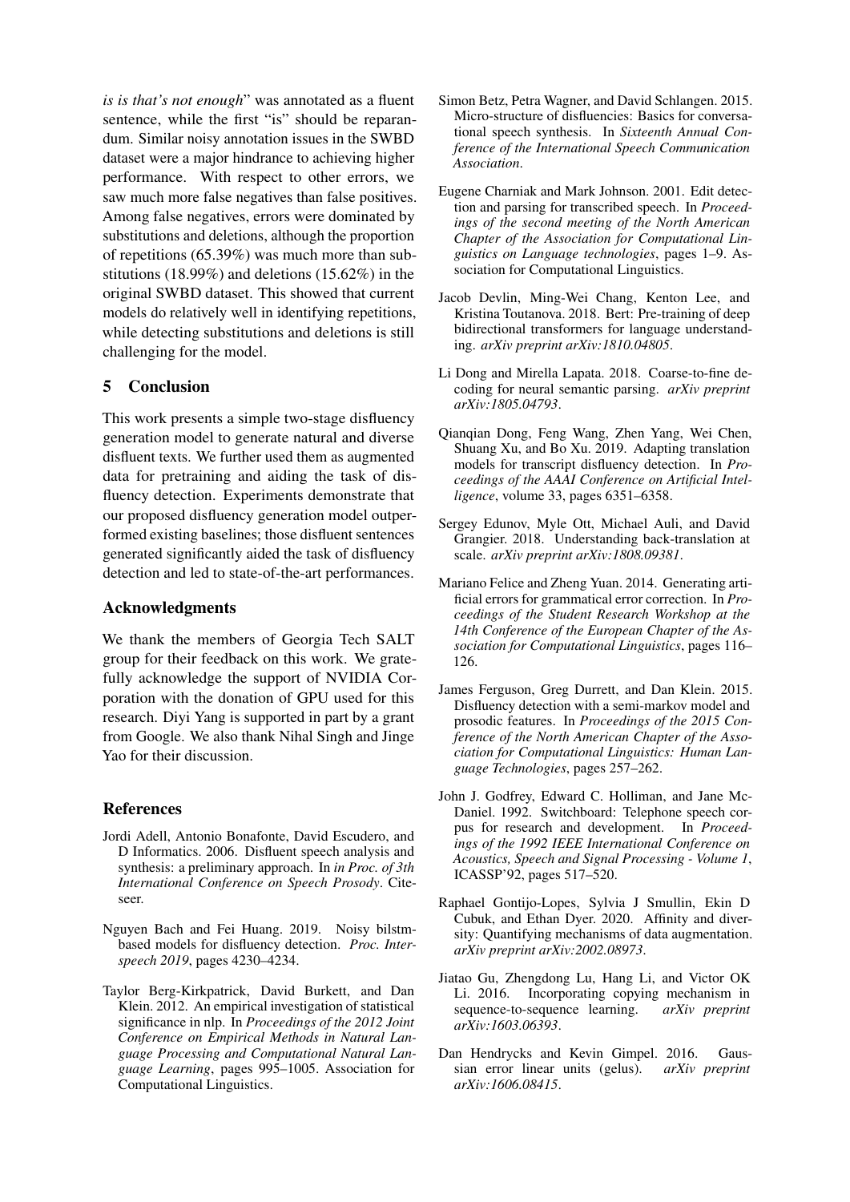*is is that's not enough*" was annotated as a fluent sentence, while the first "is" should be reparandum. Similar noisy annotation issues in the SWBD dataset were a major hindrance to achieving higher performance. With respect to other errors, we saw much more false negatives than false positives. Among false negatives, errors were dominated by substitutions and deletions, although the proportion of repetitions (65.39%) was much more than substitutions (18.99%) and deletions (15.62%) in the original SWBD dataset. This showed that current models do relatively well in identifying repetitions, while detecting substitutions and deletions is still challenging for the model.

## 5 Conclusion

This work presents a simple two-stage disfluency generation model to generate natural and diverse disfluent texts. We further used them as augmented data for pretraining and aiding the task of disfluency detection. Experiments demonstrate that our proposed disfluency generation model outperformed existing baselines; those disfluent sentences generated significantly aided the task of disfluency detection and led to state-of-the-art performances.

## Acknowledgments

We thank the members of Georgia Tech SALT group for their feedback on this work. We gratefully acknowledge the support of NVIDIA Corporation with the donation of GPU used for this research. Diyi Yang is supported in part by a grant from Google. We also thank Nihal Singh and Jinge Yao for their discussion.

## References

Jordi Adell, Antonio Bonafonte, David Escudero, and D Informatics. 2006. Disfluent speech analysis and synthesis: a preliminary approach. In *in Proc. of 3th International Conference on Speech Prosody*. Citeseer.

Nguyen Bach and Fei Huang. 2019. Noisy bilstm-based models for disfluency detection. *Proc. Interspeech 2019*, pages 4230–4234.

Taylor Berg-Kirkpatrick, David Burkett, and Dan Klein. 2012. An empirical investigation of statistical significance in nlp. In *Proceedings of the 2012 Joint Conference on Empirical Methods in Natural Language Processing and Computational Natural Language Learning*, pages 995–1005. Association for Computational Linguistics.

Simon Betz, Petra Wagner, and David Schlangen. 2015. Micro-structure of disfluencies: Basics for conversational speech synthesis. In *Sixteenth Annual Conference of the International Speech Communication Association*.

Eugene Charniak and Mark Johnson. 2001. Edit detection and parsing for transcribed speech. In *Proceedings of the second meeting of the North American Chapter of the Association for Computational Linguistics on Language technologies*, pages 1–9. Association for Computational Linguistics.

Jacob Devlin, Ming-Wei Chang, Kenton Lee, and Kristina Toutanova. 2018. Bert: Pre-training of deep bidirectional transformers for language understanding. *arXiv preprint arXiv:1810.04805*.

Li Dong and Mirella Lapata. 2018. Coarse-to-fine decoding for neural semantic parsing. *arXiv preprint arXiv:1805.04793*.

Qianqian Dong, Feng Wang, Zhen Yang, Wei Chen, Shuang Xu, and Bo Xu. 2019. Adapting translation models for transcript disfluency detection. In *Proceedings of the AAAI Conference on Artificial Intelligence*, volume 33, pages 6351–6358.

Sergey Edunov, Myle Ott, Michael Auli, and David Grangier. 2018. Understanding back-translation at scale. *arXiv preprint arXiv:1808.09381*.

Mariano Felice and Zheng Yuan. 2014. Generating artificial errors for grammatical error correction. In *Proceedings of the Student Research Workshop at the 14th Conference of the European Chapter of the Association for Computational Linguistics*, pages 116–126.

James Ferguson, Greg Durrett, and Dan Klein. 2015. Disfluency detection with a semi-markov model and prosodic features. In *Proceedings of the 2015 Conference of the North American Chapter of the Association for Computational Linguistics: Human Language Technologies*, pages 257–262.

John J. Godfrey, Edward C. Holliman, and Jane McDaniel. 1992. Switchboard: Telephone speech corpus for research and development. In *Proceedings of the 1992 IEEE International Conference on Acoustics, Speech and Signal Processing - Volume 1*, ICASSP'92, pages 517–520.

Raphael Gontijo-Lopes, Sylvia J Smullin, Ekin D Cubuk, and Ethan Dyer. 2020. Affinity and diversity: Quantifying mechanisms of data augmentation. *arXiv preprint arXiv:2002.08973*.

Jiatao Gu, Zhengdong Lu, Hang Li, and Victor OK Li. 2016. Incorporating copying mechanism in sequence-to-sequence learning. *arXiv preprint arXiv:1603.06393*.

Dan Hendrycks and Kevin Gimpel. 2016. Gaussian error linear units (gelus). *arXiv preprint arXiv:1606.08415*.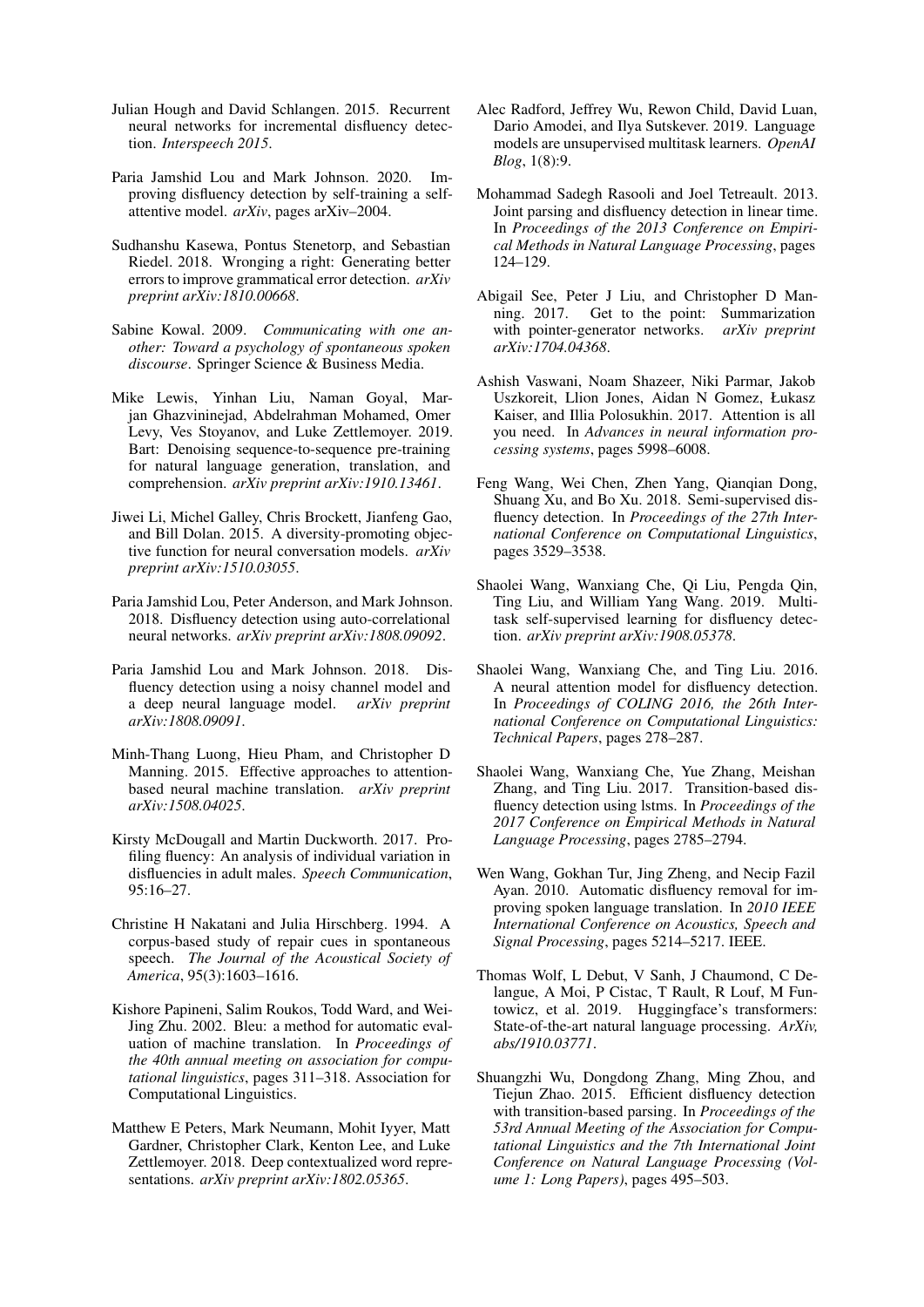Julian Hough and David Schlangen. 2015. Recurrent neural networks for incremental disfluency detection. *Interspeech 2015*.

Paria Jamshid Lou and Mark Johnson. 2020. Improving disfluency detection by self-training a self-attentive model. *arXiv*, pages arXiv–2004.

Sudhanshu Kasewa, Pontus Stenetorp, and Sebastian Riedel. 2018. Wronging a right: Generating better errors to improve grammatical error detection. *arXiv preprint arXiv:1810.00668*.

Sabine Kowal. 2009. *Communicating with one another: Toward a psychology of spontaneous spoken discourse*. Springer Science & Business Media.

Mike Lewis, Yinhan Liu, Naman Goyal, Marjan Ghazvininejad, Abdelrahman Mohamed, Omer Levy, Ves Stoyanov, and Luke Zettlemoyer. 2019. Bart: Denoising sequence-to-sequence pre-training for natural language generation, translation, and comprehension. *arXiv preprint arXiv:1910.13461*.

Jiwei Li, Michel Galley, Chris Brockett, Jianfeng Gao, and Bill Dolan. 2015. A diversity-promoting objective function for neural conversation models. *arXiv preprint arXiv:1510.03055*.

Paria Jamshid Lou, Peter Anderson, and Mark Johnson. 2018. Disfluency detection using auto-correlational neural networks. *arXiv preprint arXiv:1808.09092*.

Paria Jamshid Lou and Mark Johnson. 2018. Disfluency detection using a noisy channel model and a deep neural language model. *arXiv preprint arXiv:1808.09091*.

Minh-Thang Luong, Hieu Pham, and Christopher D Manning. 2015. Effective approaches to attention-based neural machine translation. *arXiv preprint arXiv:1508.04025*.

Kirsty McDougall and Martin Duckworth. 2017. Profiling fluency: An analysis of individual variation in disfluencies in adult males. *Speech Communication*, 95:16–27.

Christine H Nakatani and Julia Hirschberg. 1994. A corpus-based study of repair cues in spontaneous speech. *The Journal of the Acoustical Society of America*, 95(3):1603–1616.

Kishore Papineni, Salim Roukos, Todd Ward, and Wei-Jing Zhu. 2002. Bleu: a method for automatic evaluation of machine translation. In *Proceedings of the 40th annual meeting on association for computational linguistics*, pages 311–318. Association for Computational Linguistics.

Matthew E Peters, Mark Neumann, Mohit Iyyer, Matt Gardner, Christopher Clark, Kenton Lee, and Luke Zettlemoyer. 2018. Deep contextualized word representations. *arXiv preprint arXiv:1802.05365*.

Alec Radford, Jeffrey Wu, Rewon Child, David Luan, Dario Amodei, and Ilya Sutskever. 2019. Language models are unsupervised multitask learners. *OpenAI Blog*, 1(8):9.

Mohammad Sadegh Rasooli and Joel Tetreault. 2013. Joint parsing and disfluency detection in linear time. In *Proceedings of the 2013 Conference on Empirical Methods in Natural Language Processing*, pages 124–129.

Abigail See, Peter J Liu, and Christopher D Manning. 2017. Get to the point: Summarization with pointer-generator networks. *arXiv preprint arXiv:1704.04368*.

Ashish Vaswani, Noam Shazeer, Niki Parmar, Jakob Uszkoreit, Llion Jones, Aidan N Gomez, Łukasz Kaiser, and Illia Polosukhin. 2017. Attention is all you need. In *Advances in neural information processing systems*, pages 5998–6008.

Feng Wang, Wei Chen, Zhen Yang, Qianqian Dong, Shuang Xu, and Bo Xu. 2018. Semi-supervised disfluency detection. In *Proceedings of the 27th International Conference on Computational Linguistics*, pages 3529–3538.

Shaolei Wang, Wanxiang Che, Qi Liu, Pengda Qin, Ting Liu, and William Yang Wang. 2019. Multi-task self-supervised learning for disfluency detection. *arXiv preprint arXiv:1908.05378*.

Shaolei Wang, Wanxiang Che, and Ting Liu. 2016. A neural attention model for disfluency detection. In *Proceedings of COLING 2016, the 26th International Conference on Computational Linguistics: Technical Papers*, pages 278–287.

Shaolei Wang, Wanxiang Che, Yue Zhang, Meishan Zhang, and Ting Liu. 2017. Transition-based disfluency detection using lstms. In *Proceedings of the 2017 Conference on Empirical Methods in Natural Language Processing*, pages 2785–2794.

Wen Wang, Gokhan Tur, Jing Zheng, and Necip Fazil Ayan. 2010. Automatic disfluency removal for improving spoken language translation. In *2010 IEEE International Conference on Acoustics, Speech and Signal Processing*, pages 5214–5217. IEEE.

Thomas Wolf, L Debut, V Sanh, J Chaumond, C Delangue, A Moi, P Cistac, T Rault, R Louf, M Funtowicz, et al. 2019. Huggingface's transformers: State-of-the-art natural language processing. *ArXiv, abs/1910.03771*.

Shuangzhi Wu, Dongdong Zhang, Ming Zhou, and Tiejun Zhao. 2015. Efficient disfluency detection with transition-based parsing. In *Proceedings of the 53rd Annual Meeting of the Association for Computational Linguistics and the 7th International Joint Conference on Natural Language Processing (Volume 1: Long Papers)*, pages 495–503.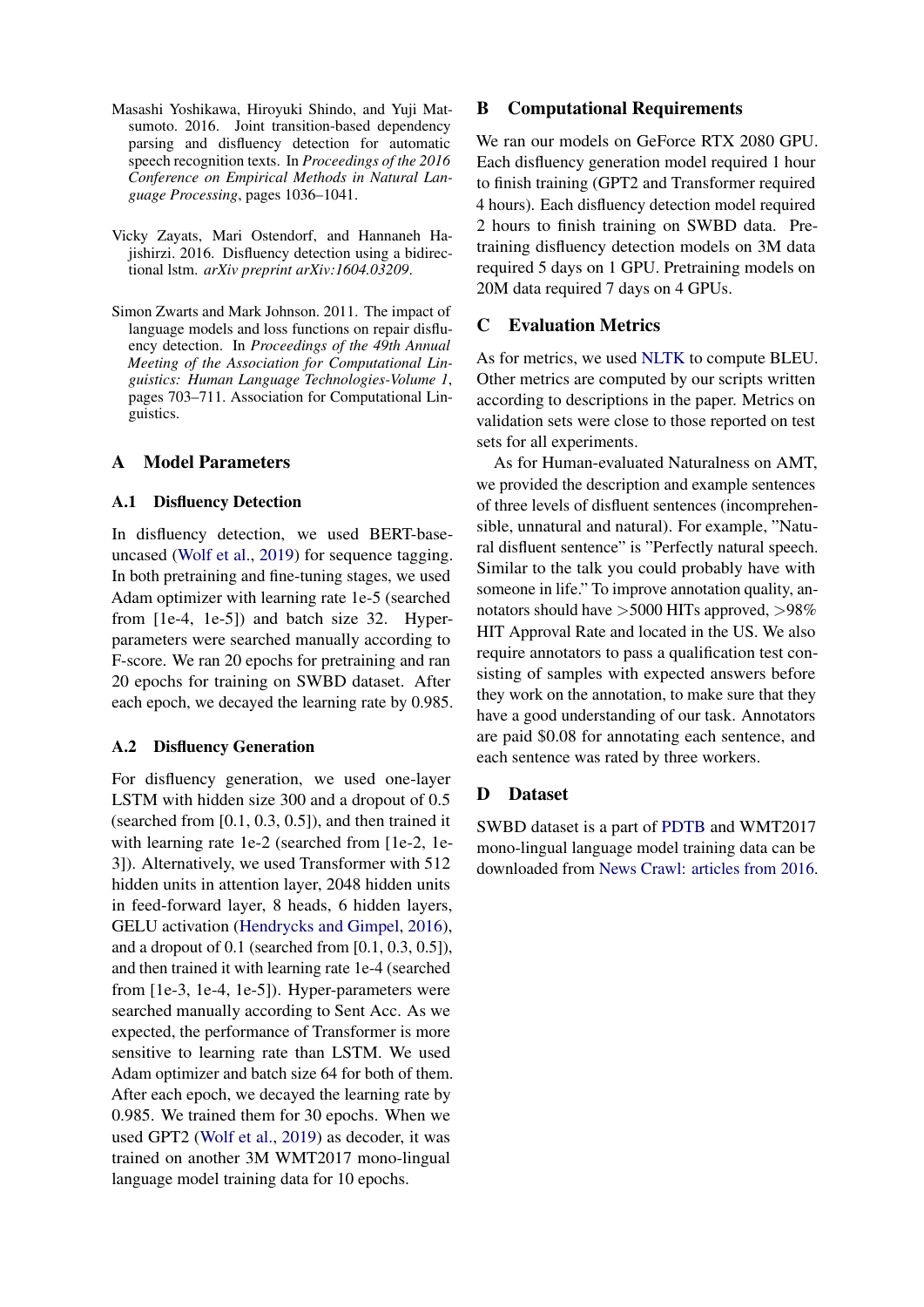Masashi Yoshikawa, Hiroyuki Shindo, and Yuji Matsumoto. 2016. Joint transition-based dependency parsing and disfluency detection for automatic speech recognition texts. In *Proceedings of the 2016 Conference on Empirical Methods in Natural Language Processing*, pages 1036–1041.

Vicky Zayats, Mari Ostendorf, and Hannaneh Hajishirzi. 2016. Disfluency detection using a bidirectional lstm. *arXiv preprint arXiv:1604.03209*.

Simon Zwarts and Mark Johnson. 2011. The impact of language models and loss functions on repair disfluency detection. In *Proceedings of the 49th Annual Meeting of the Association for Computational Linguistics: Human Language Technologies-Volume 1*, pages 703–711. Association for Computational Linguistics.

# A Model Parameters

## A.1 Disfluency Detection

In disfluency detection, we used BERT-base-uncased (Wolf et al., 2019) for sequence tagging. In both pretraining and fine-tuning stages, we used Adam optimizer with learning rate 1e-5 (searched from [1e-4, 1e-5]) and batch size 32. Hyper-parameters were searched manually according to F-score. We ran 20 epochs for pretraining and ran 20 epochs for training on SWBD dataset. After each epoch, we decayed the learning rate by 0.985.

## A.2 Disfluency Generation

For disfluency generation, we used one-layer LSTM with hidden size 300 and a dropout of 0.5 (searched from [0.1, 0.3, 0.5]), and then trained it with learning rate 1e-2 (searched from [1e-2, 1e-3]). Alternatively, we used Transformer with 512 hidden units in attention layer, 2048 hidden units in feed-forward layer, 8 heads, 6 hidden layers, GELU activation (Hendrycks and Gimpel, 2016), and a dropout of 0.1 (searched from [0.1, 0.3, 0.5]), and then trained it with learning rate 1e-4 (searched from [1e-3, 1e-4, 1e-5]). Hyper-parameters were searched manually according to Sent Acc. As we expected, the performance of Transformer is more sensitive to learning rate than LSTM. We used Adam optimizer and batch size 64 for both of them. After each epoch, we decayed the learning rate by 0.985. We trained them for 30 epochs. When we used GPT2 (Wolf et al., 2019) as decoder, it was trained on another 3M WMT2017 mono-lingual language model training data for 10 epochs.

# B Computational Requirements

We ran our models on GeForce RTX 2080 GPU. Each disfluency generation model required 1 hour to finish training (GPT2 and Transformer required 4 hours). Each disfluency detection model required 2 hours to finish training on SWBD data. Pretraining disfluency detection models on 3M data required 5 days on 1 GPU. Pretraining models on 20M data required 7 days on 4 GPUs.

# C Evaluation Metrics

As for metrics, we used NLTK to compute BLEU. Other metrics are computed by our scripts written according to descriptions in the paper. Metrics on validation sets were close to those reported on test sets for all experiments.

As for Human-evaluated Naturalness on AMT, we provided the description and example sentences of three levels of disfluent sentences (incomprehensible, unnatural and natural). For example, "Natural disfluent sentence" is "Perfectly natural speech. Similar to the talk you could probably have with someone in life." To improve annotation quality, annotators should have >5000 HITs approved, >98% HIT Approval Rate and located in the US. We also require annotators to pass a qualification test consisting of samples with expected answers before they work on the annotation, to make sure that they have a good understanding of our task. Annotators are paid $0.08 for annotating each sentence, and each sentence was rated by three workers.

# D Dataset

SWBD dataset is a part of PDTB and WMT2017 mono-lingual language model training data can be downloaded from News Crawl: articles from 2016.